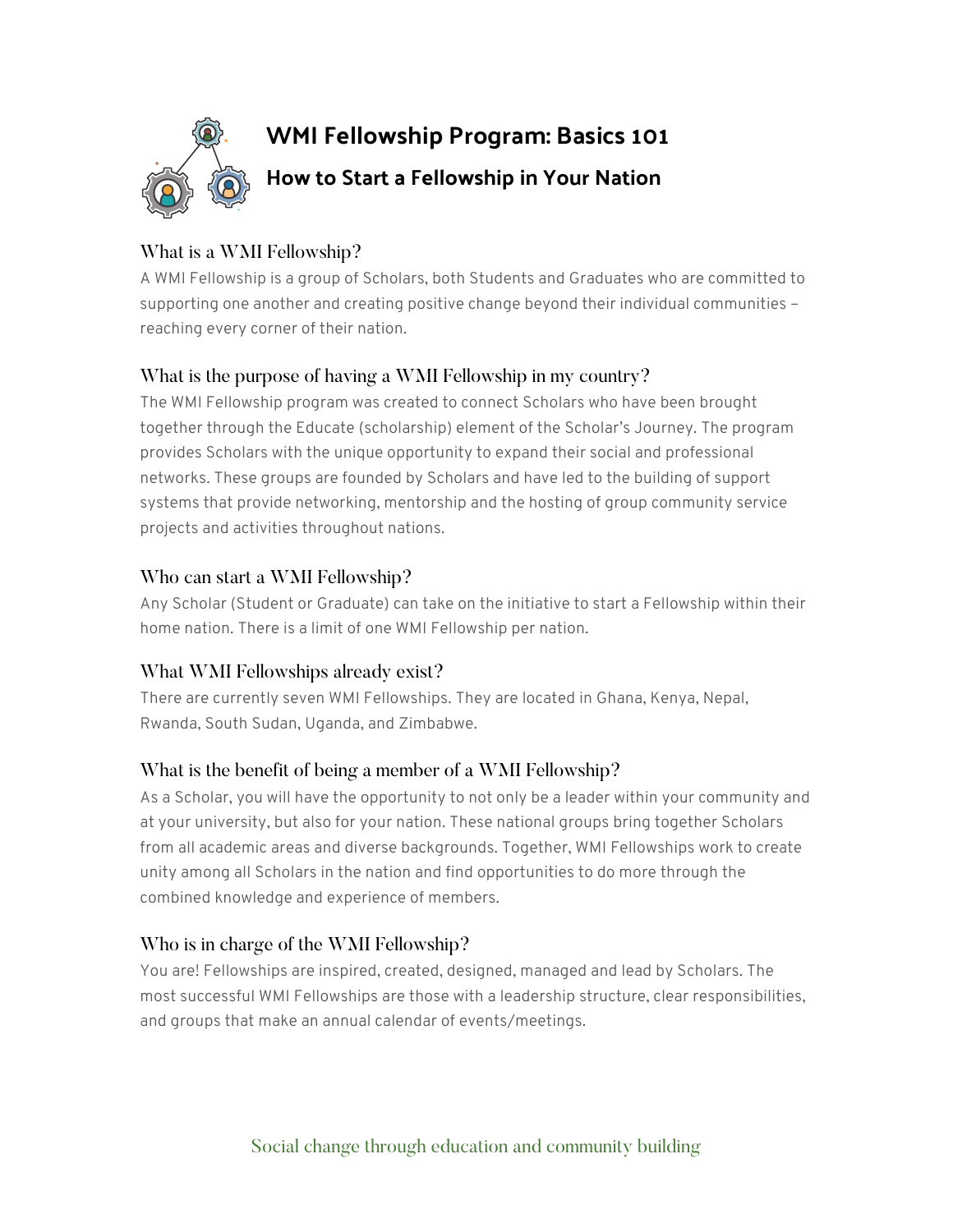# WMI Fellowship Program: Basics 101

## How to Start a Fellowship in Your Nation

### What is a WMI Fellowship?

A WMI Fellowship is a group of Scholars, both Students and Graduates who are committed to supporting one another and creating positive change beyond their individual communities – reaching every corner of their nation.

### What is the purpose of having a WMI Fellowship in my country?

The WMI Fellowship program was created to connect Scholars who have been brought together through the Educate (scholarship) element of the Scholar's Journey. The program provides Scholars with the unique opportunity to expand their social and professional networks. These groups are founded by Scholars and have led to the building of support systems that provide networking, mentorship and the hosting of group community service projects and activities throughout nations.

### Who can start a WMI Fellowship?

Any Scholar (Student or Graduate) can take on the initiative to start a Fellowship within their home nation. There is a limit of one WMI Fellowship per nation.

### What WMI Fellowships already exist?

There are currently seven WMI Fellowships. They are located in Ghana, Kenya, Nepal, Rwanda, South Sudan, Uganda, and Zimbabwe.

### What is the benefit of being a member of a WMI Fellowship?

As a Scholar, you will have the opportunity to not only be a leader within your community and at your university, but also for your nation. These national groups bring together Scholars from all academic areas and diverse backgrounds. Together, WMI Fellowships work to create unity among all Scholars in the nation and find opportunities to do more through the combined knowledge and experience of members.

### Who is in charge of the WMI Fellowship?

You are! Fellowships are inspired, created, designed, managed and lead by Scholars. The most successful WMI Fellowships are those with a leadership structure, clear responsibilities, and groups that make an annual calendar of events/meetings.

Social change through education and community building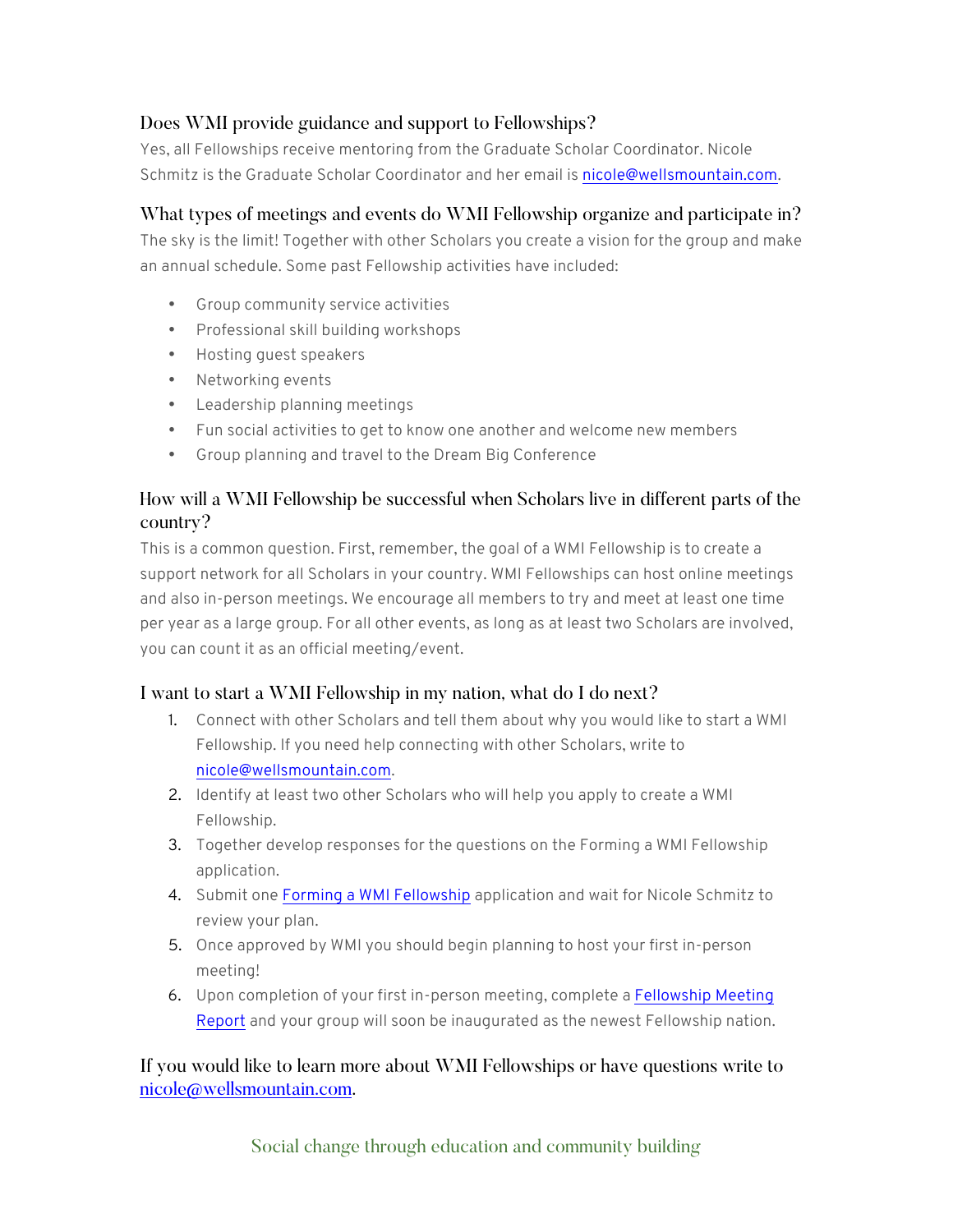## Does WMI provide guidance and support to Fellowships?

Yes, all Fellowships receive mentoring from the Graduate Scholar Coordinator. Nicole Schmitz is the Graduate Scholar Coordinator and her email is [nicole@wellsmountain.com](mailto:nicole@wellsmountain.com).

## What types of meetings and events do WMI Fellowship organize and participate in?

The sky is the limit! Together with other Scholars you create a vision for the group and make an annual schedule. Some past Fellowship activities have included:

- Group community service activities
- Professional skill building workshops
- Hosting guest speakers
- Networking events
- Leadership planning meetings
- Fun social activities to get to know one another and welcome new members
- Group planning and travel to the Dream Big Conference

## How will a WMI Fellowship be successful when Scholars live in different parts of the country?

This is a common question. First, remember, the goal of a WMI Fellowship is to create a support network for all Scholars in your country. WMI Fellowships can host online meetings and also in-person meetings. We encourage all members to try and meet at least one time per year as a large group. For all other events, as long as at least two Scholars are involved, you can count it as an official meeting/event.

## I want to start a WMI Fellowship in my nation, what do I do next?

1. Connect with other Scholars and tell them about why you would like to start a WMI Fellowship. If you need help connecting with other Scholars, write to [nicole@wellsmountain.com](mailto:nicole@wellsmountain.com).
2. Identify at least two other Scholars who will help you apply to create a WMI Fellowship.
3. Together develop responses for the questions on the Forming a WMI Fellowship application.
4. Submit one Forming a WMI Fellowship application and wait for Nicole Schmitz to review your plan.
5. Once approved by WMI you should begin planning to host your first in-person meeting!
6. Upon completion of your first in-person meeting, complete a Fellowship Meeting Report and your group will soon be inaugurated as the newest Fellowship nation.

## If you would like to learn more about WMI Fellowships or have questions write to [nicole@wellsmountain.com](mailto:nicole@wellsmountain.com).

Social change through education and community building